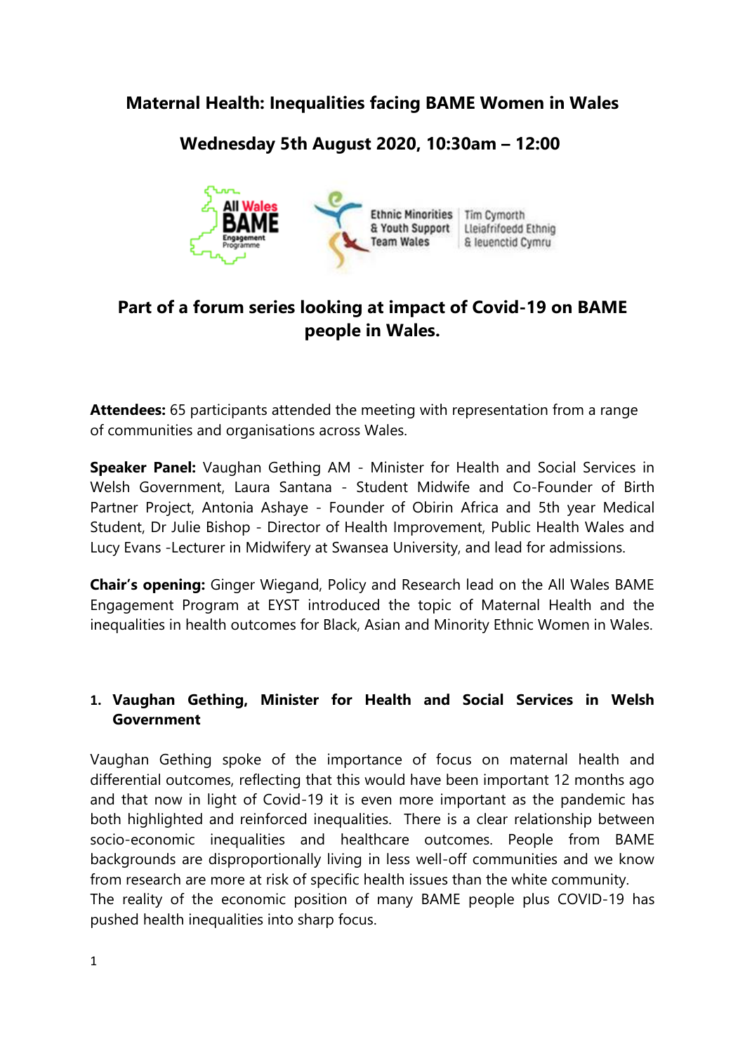# Maternal Health: Inequalities facing BAME Women in Wales

## Wednesday 5th August 2020, 10:30am – 12:00

All Wales BAME Engagement Programme

Ethnic Minorities & Youth Support Team Wales | Tîm Cymorth Lleiafrifoedd Ethnig & Ieuenctid Cymru

## Part of a forum series looking at impact of Covid-19 on BAME people in Wales.

**Attendees:** 65 participants attended the meeting with representation from a range of communities and organisations across Wales.

**Speaker Panel:** Vaughan Gething AM - Minister for Health and Social Services in Welsh Government, Laura Santana - Student Midwife and Co-Founder of Birth Partner Project, Antonia Ashaye - Founder of Obirin Africa and 5th year Medical Student, Dr Julie Bishop - Director of Health Improvement, Public Health Wales and Lucy Evans -Lecturer in Midwifery at Swansea University, and lead for admissions.

**Chair's opening:** Ginger Wiegand, Policy and Research lead on the All Wales BAME Engagement Program at EYST introduced the topic of Maternal Health and the inequalities in health outcomes for Black, Asian and Minority Ethnic Women in Wales.

### 1. Vaughan Gething, Minister for Health and Social Services in Welsh Government

Vaughan Gething spoke of the importance of focus on maternal health and differential outcomes, reflecting that this would have been important 12 months ago and that now in light of Covid-19 it is even more important as the pandemic has both highlighted and reinforced inequalities. There is a clear relationship between socio-economic inequalities and healthcare outcomes. People from BAME backgrounds are disproportionally living in less well-off communities and we know from research are more at risk of specific health issues than the white community.
The reality of the economic position of many BAME people plus COVID-19 has pushed health inequalities into sharp focus.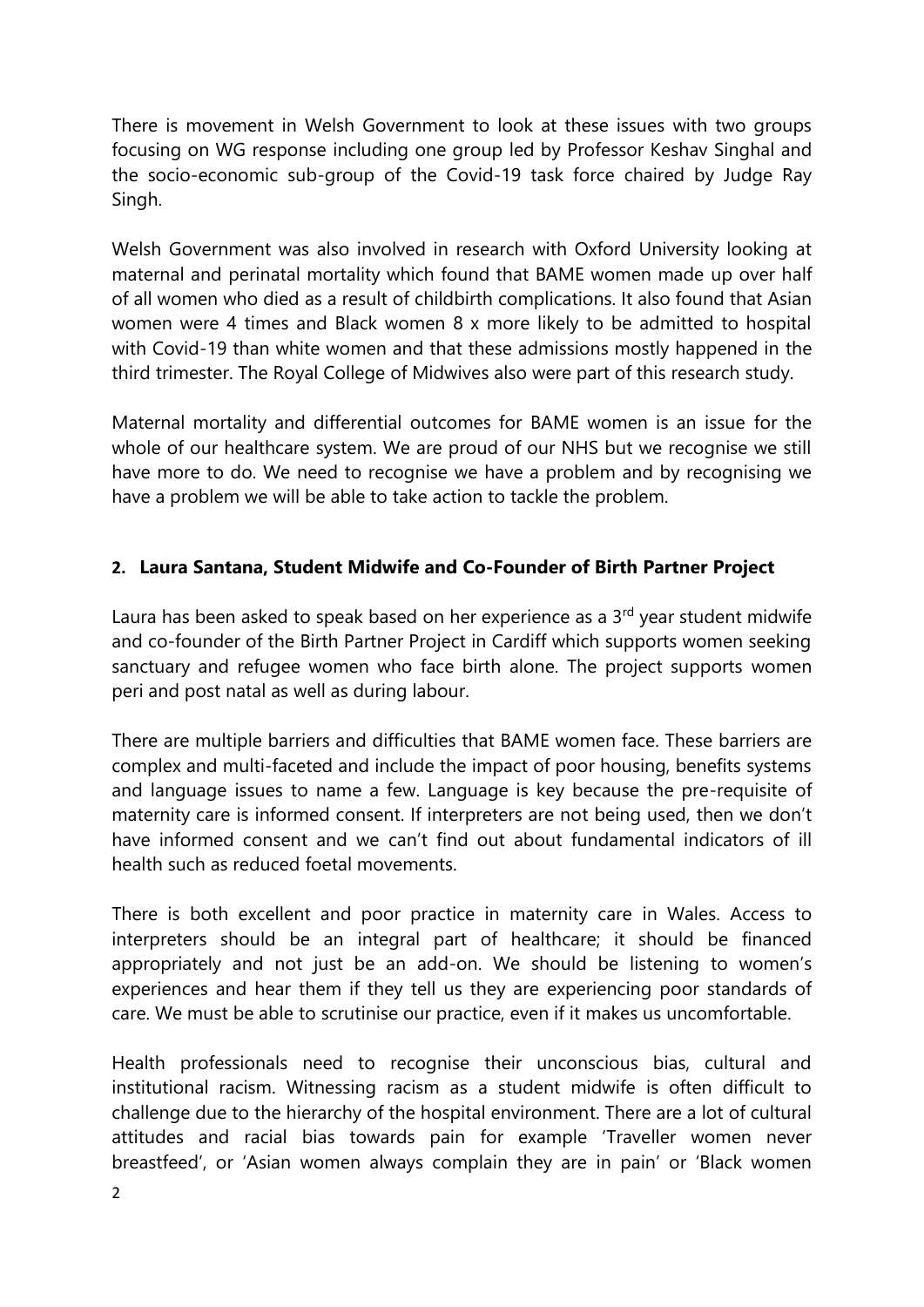There is movement in Welsh Government to look at these issues with two groups focusing on WG response including one group led by Professor Keshav Singhal and the socio-economic sub-group of the Covid-19 task force chaired by Judge Ray Singh.

Welsh Government was also involved in research with Oxford University looking at maternal and perinatal mortality which found that BAME women made up over half of all women who died as a result of childbirth complications. It also found that Asian women were 4 times and Black women 8 x more likely to be admitted to hospital with Covid-19 than white women and that these admissions mostly happened in the third trimester. The Royal College of Midwives also were part of this research study.

Maternal mortality and differential outcomes for BAME women is an issue for the whole of our healthcare system. We are proud of our NHS but we recognise we still have more to do. We need to recognise we have a problem and by recognising we have a problem we will be able to take action to tackle the problem.

## 2. Laura Santana, Student Midwife and Co-Founder of Birth Partner Project

Laura has been asked to speak based on her experience as a 3rd year student midwife and co-founder of the Birth Partner Project in Cardiff which supports women seeking sanctuary and refugee women who face birth alone. The project supports women peri and post natal as well as during labour.

There are multiple barriers and difficulties that BAME women face. These barriers are complex and multi-faceted and include the impact of poor housing, benefits systems and language issues to name a few. Language is key because the pre-requisite of maternity care is informed consent. If interpreters are not being used, then we don't have informed consent and we can't find out about fundamental indicators of ill health such as reduced foetal movements.

There is both excellent and poor practice in maternity care in Wales. Access to interpreters should be an integral part of healthcare; it should be financed appropriately and not just be an add-on. We should be listening to women's experiences and hear them if they tell us they are experiencing poor standards of care. We must be able to scrutinise our practice, even if it makes us uncomfortable.

Health professionals need to recognise their unconscious bias, cultural and institutional racism. Witnessing racism as a student midwife is often difficult to challenge due to the hierarchy of the hospital environment. There are a lot of cultural attitudes and racial bias towards pain for example 'Traveller women never breastfeed', or 'Asian women always complain they are in pain' or 'Black women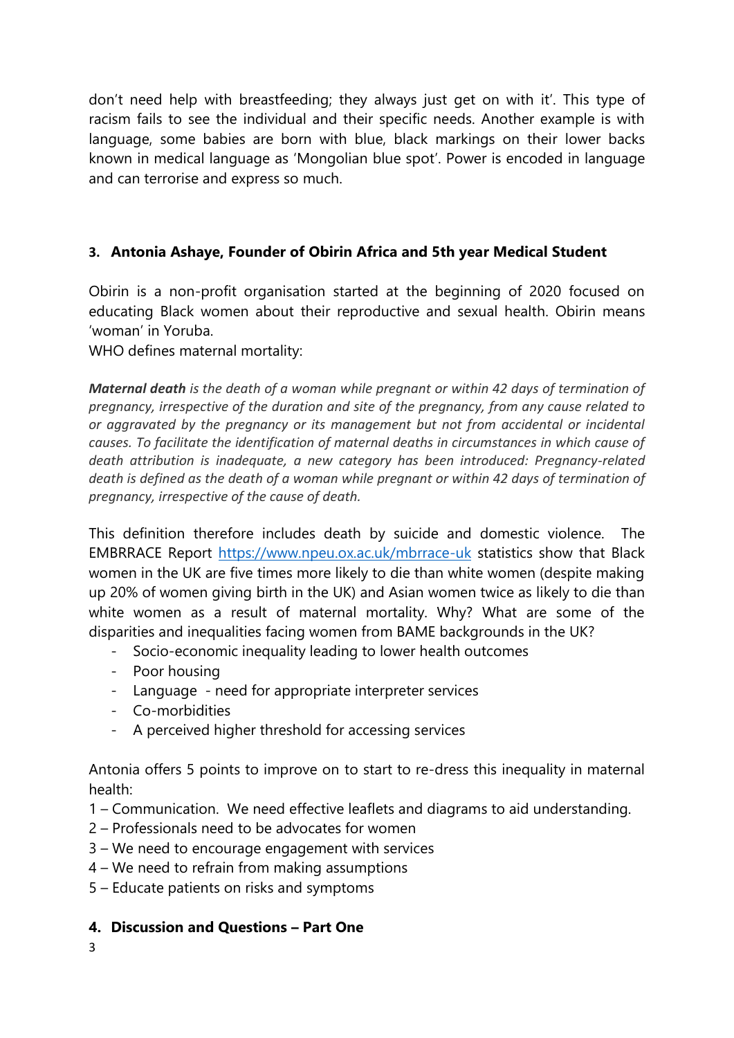don't need help with breastfeeding; they always just get on with it'. This type of racism fails to see the individual and their specific needs. Another example is with language, some babies are born with blue, black markings on their lower backs known in medical language as 'Mongolian blue spot'. Power is encoded in language and can terrorise and express so much.

### 3. Antonia Ashaye, Founder of Obirin Africa and 5th year Medical Student

Obirin is a non-profit organisation started at the beginning of 2020 focused on educating Black women about their reproductive and sexual health. Obirin means 'woman' in Yoruba.
WHO defines maternal mortality:

***Maternal death*** *is the death of a woman while pregnant or within 42 days of termination of pregnancy, irrespective of the duration and site of the pregnancy, from any cause related to or aggravated by the pregnancy or its management but not from accidental or incidental causes. To facilitate the identification of maternal deaths in circumstances in which cause of death attribution is inadequate, a new category has been introduced: Pregnancy-related death is defined as the death of a woman while pregnant or within 42 days of termination of pregnancy, irrespective of the cause of death.*

This definition therefore includes death by suicide and domestic violence. The EMBRRACE Report https://www.npeu.ox.ac.uk/mbrrace-uk statistics show that Black women in the UK are five times more likely to die than white women (despite making up 20% of women giving birth in the UK) and Asian women twice as likely to die than white women as a result of maternal mortality. Why? What are some of the disparities and inequalities facing women from BAME backgrounds in the UK?

- Socio-economic inequality leading to lower health outcomes
- Poor housing
- Language - need for appropriate interpreter services
- Co-morbidities
- A perceived higher threshold for accessing services

Antonia offers 5 points to improve on to start to re-dress this inequality in maternal health:

1 – Communication. We need effective leaflets and diagrams to aid understanding.
2 – Professionals need to be advocates for women
3 – We need to encourage engagement with services
4 – We need to refrain from making assumptions
5 – Educate patients on risks and symptoms

### 4. Discussion and Questions – Part One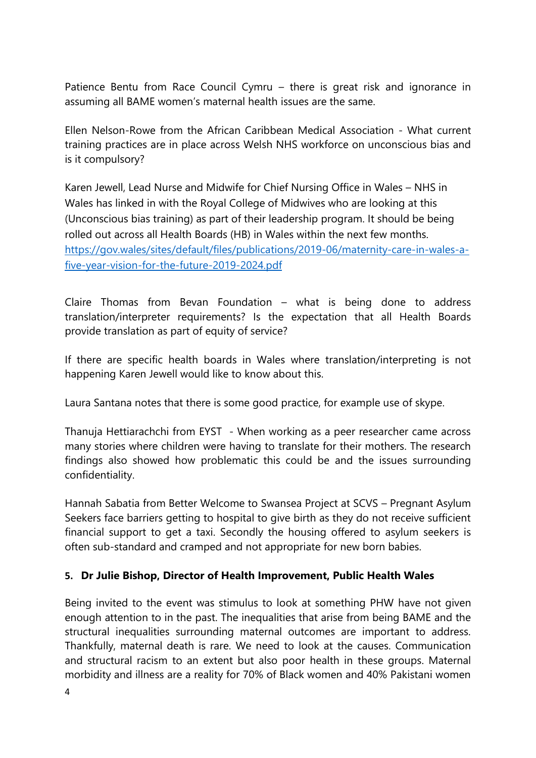Patience Bentu from Race Council Cymru – there is great risk and ignorance in assuming all BAME women's maternal health issues are the same.

Ellen Nelson-Rowe from the African Caribbean Medical Association - What current training practices are in place across Welsh NHS workforce on unconscious bias and is it compulsory?

Karen Jewell, Lead Nurse and Midwife for Chief Nursing Office in Wales – NHS in Wales has linked in with the Royal College of Midwives who are looking at this (Unconscious bias training) as part of their leadership program. It should be being rolled out across all Health Boards (HB) in Wales within the next few months. [https://gov.wales/sites/default/files/publications/2019-06/maternity-care-in-wales-a-five-year-vision-for-the-future-2019-2024.pdf](https://gov.wales/sites/default/files/publications/2019-06/maternity-care-in-wales-a-five-year-vision-for-the-future-2019-2024.pdf)

Claire Thomas from Bevan Foundation – what is being done to address translation/interpreter requirements? Is the expectation that all Health Boards provide translation as part of equity of service?

If there are specific health boards in Wales where translation/interpreting is not happening Karen Jewell would like to know about this.

Laura Santana notes that there is some good practice, for example use of skype.

Thanuja Hettiarachchi from EYST - When working as a peer researcher came across many stories where children were having to translate for their mothers. The research findings also showed how problematic this could be and the issues surrounding confidentiality.

Hannah Sabatia from Better Welcome to Swansea Project at SCVS – Pregnant Asylum Seekers face barriers getting to hospital to give birth as they do not receive sufficient financial support to get a taxi. Secondly the housing offered to asylum seekers is often sub-standard and cramped and not appropriate for new born babies.

**5. Dr Julie Bishop, Director of Health Improvement, Public Health Wales**

Being invited to the event was stimulus to look at something PHW have not given enough attention to in the past. The inequalities that arise from being BAME and the structural inequalities surrounding maternal outcomes are important to address. Thankfully, maternal death is rare. We need to look at the causes. Communication and structural racism to an extent but also poor health in these groups. Maternal morbidity and illness are a reality for 70% of Black women and 40% Pakistani women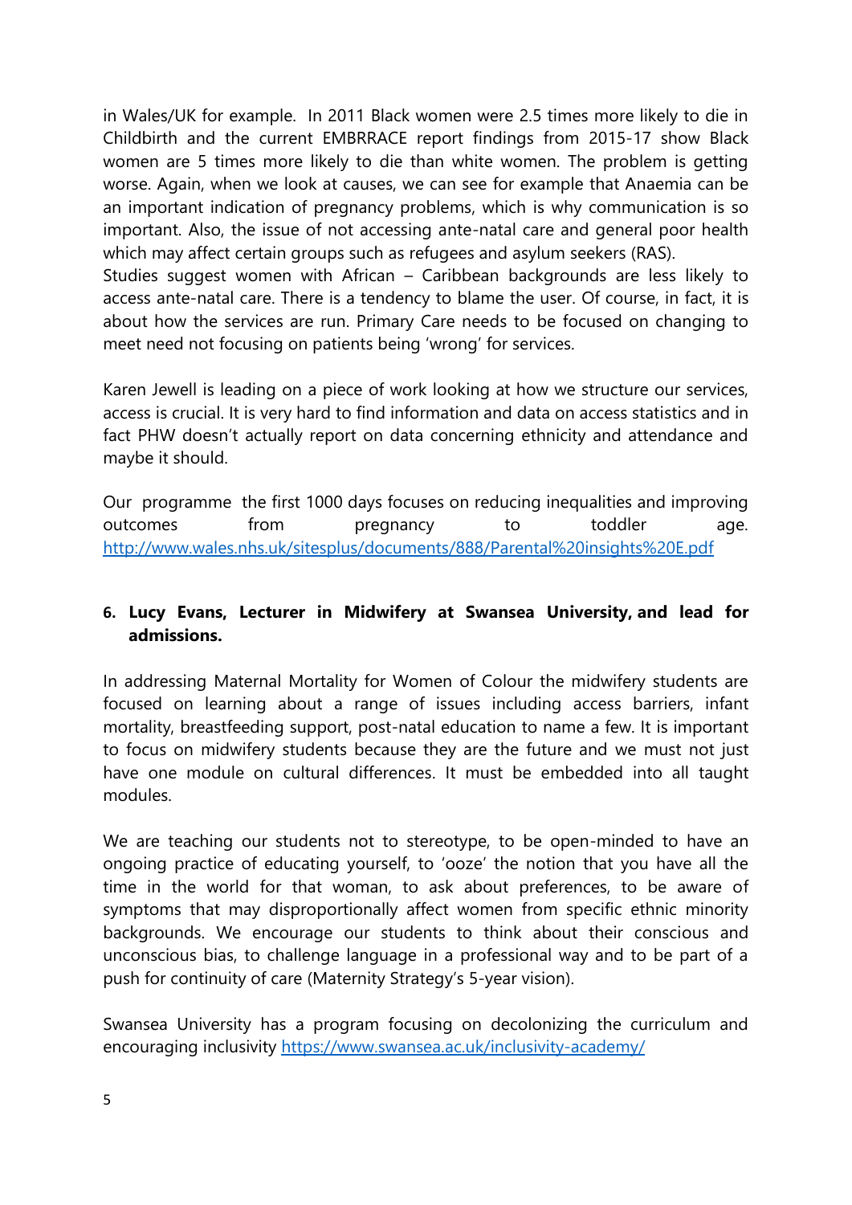in Wales/UK for example. In 2011 Black women were 2.5 times more likely to die in Childbirth and the current EMBRRACE report findings from 2015-17 show Black women are 5 times more likely to die than white women. The problem is getting worse. Again, when we look at causes, we can see for example that Anaemia can be an important indication of pregnancy problems, which is why communication is so important. Also, the issue of not accessing ante-natal care and general poor health which may affect certain groups such as refugees and asylum seekers (RAS).
Studies suggest women with African – Caribbean backgrounds are less likely to access ante-natal care. There is a tendency to blame the user. Of course, in fact, it is about how the services are run. Primary Care needs to be focused on changing to meet need not focusing on patients being 'wrong' for services.

Karen Jewell is leading on a piece of work looking at how we structure our services, access is crucial. It is very hard to find information and data on access statistics and in fact PHW doesn't actually report on data concerning ethnicity and attendance and maybe it should.

Our programme the first 1000 days focuses on reducing inequalities and improving outcomes from pregnancy to toddler age. http://www.wales.nhs.uk/sitesplus/documents/888/Parental%20insights%20E.pdf

**6. Lucy Evans, Lecturer in Midwifery at Swansea University, and lead for admissions.**

In addressing Maternal Mortality for Women of Colour the midwifery students are focused on learning about a range of issues including access barriers, infant mortality, breastfeeding support, post-natal education to name a few. It is important to focus on midwifery students because they are the future and we must not just have one module on cultural differences. It must be embedded into all taught modules.

We are teaching our students not to stereotype, to be open-minded to have an ongoing practice of educating yourself, to 'ooze' the notion that you have all the time in the world for that woman, to ask about preferences, to be aware of symptoms that may disproportionally affect women from specific ethnic minority backgrounds. We encourage our students to think about their conscious and unconscious bias, to challenge language in a professional way and to be part of a push for continuity of care (Maternity Strategy's 5-year vision).

Swansea University has a program focusing on decolonizing the curriculum and encouraging inclusivity https://www.swansea.ac.uk/inclusivity-academy/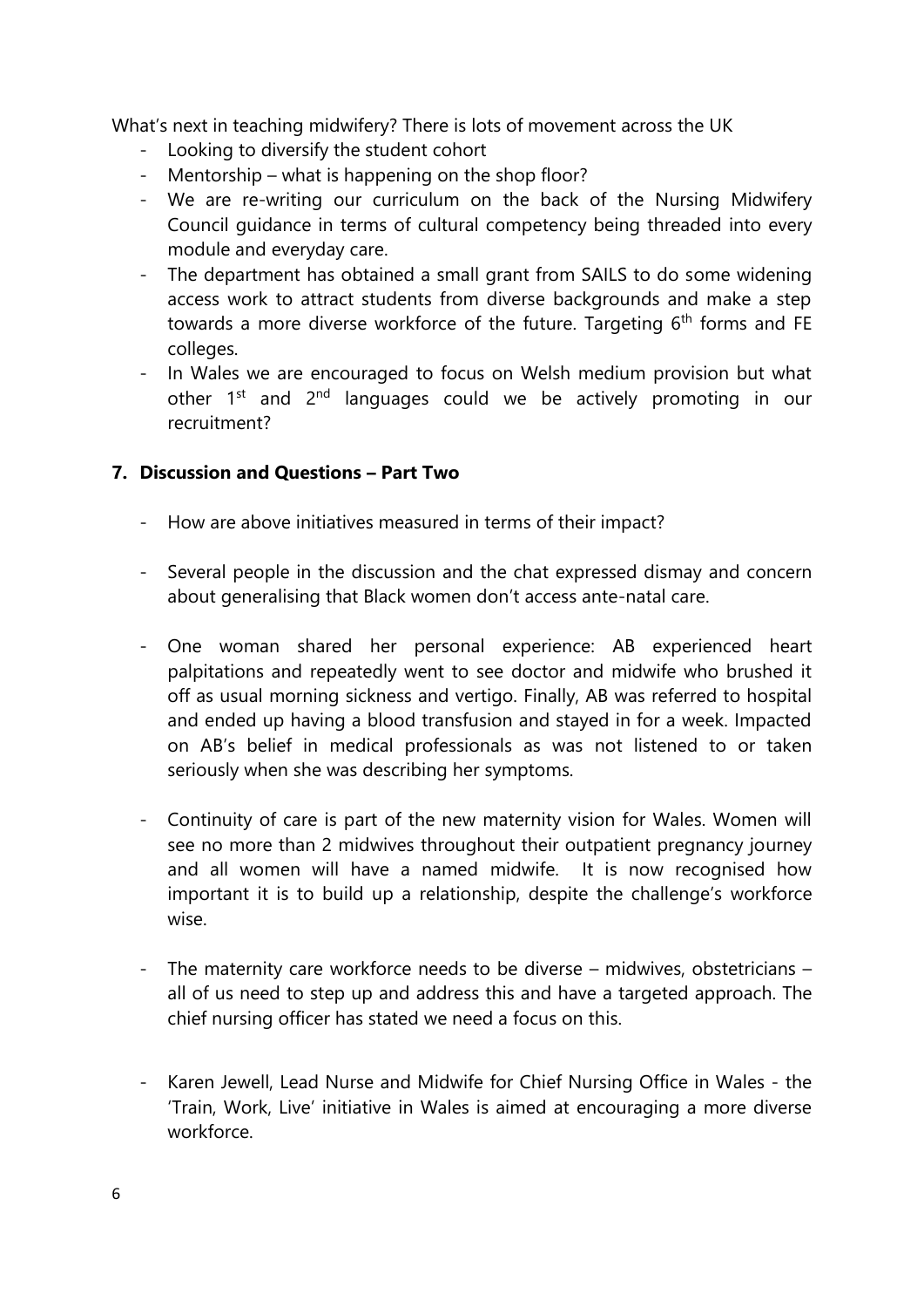What's next in teaching midwifery? There is lots of movement across the UK

- Looking to diversify the student cohort
- Mentorship – what is happening on the shop floor?
- We are re-writing our curriculum on the back of the Nursing Midwifery Council guidance in terms of cultural competency being threaded into every module and everyday care.
- The department has obtained a small grant from SAILS to do some widening access work to attract students from diverse backgrounds and make a step towards a more diverse workforce of the future. Targeting 6th forms and FE colleges.
- In Wales we are encouraged to focus on Welsh medium provision but what other 1st and 2nd languages could we be actively promoting in our recruitment?

### 7. Discussion and Questions – Part Two

- How are above initiatives measured in terms of their impact?

- Several people in the discussion and the chat expressed dismay and concern about generalising that Black women don't access ante-natal care.

- One woman shared her personal experience: AB experienced heart palpitations and repeatedly went to see doctor and midwife who brushed it off as usual morning sickness and vertigo. Finally, AB was referred to hospital and ended up having a blood transfusion and stayed in for a week. Impacted on AB's belief in medical professionals as was not listened to or taken seriously when she was describing her symptoms.

- Continuity of care is part of the new maternity vision for Wales. Women will see no more than 2 midwives throughout their outpatient pregnancy journey and all women will have a named midwife. It is now recognised how important it is to build up a relationship, despite the challenge's workforce wise.

- The maternity care workforce needs to be diverse – midwives, obstetricians – all of us need to step up and address this and have a targeted approach. The chief nursing officer has stated we need a focus on this.

- Karen Jewell, Lead Nurse and Midwife for Chief Nursing Office in Wales - the 'Train, Work, Live' initiative in Wales is aimed at encouraging a more diverse workforce.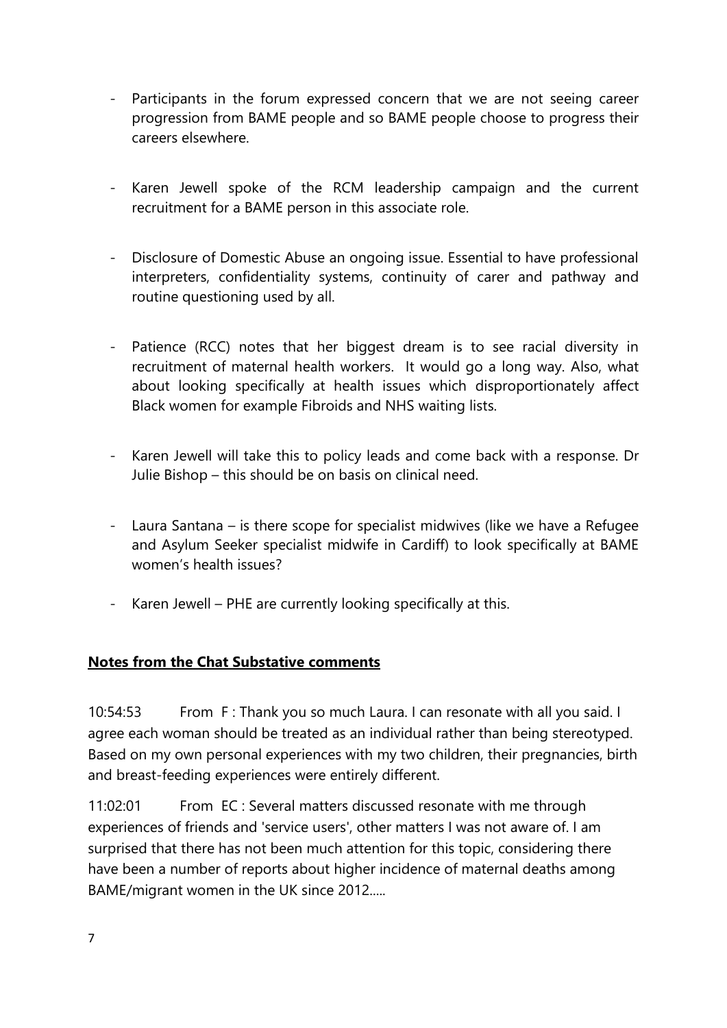- Participants in the forum expressed concern that we are not seeing career progression from BAME people and so BAME people choose to progress their careers elsewhere.

- Karen Jewell spoke of the RCM leadership campaign and the current recruitment for a BAME person in this associate role.

- Disclosure of Domestic Abuse an ongoing issue. Essential to have professional interpreters, confidentiality systems, continuity of carer and pathway and routine questioning used by all.

- Patience (RCC) notes that her biggest dream is to see racial diversity in recruitment of maternal health workers. It would go a long way. Also, what about looking specifically at health issues which disproportionately affect Black women for example Fibroids and NHS waiting lists.

- Karen Jewell will take this to policy leads and come back with a response. Dr Julie Bishop – this should be on basis on clinical need.

- Laura Santana – is there scope for specialist midwives (like we have a Refugee and Asylum Seeker specialist midwife in Cardiff) to look specifically at BAME women's health issues?

- Karen Jewell – PHE are currently looking specifically at this.

## **Notes from the Chat Substative comments**

10:54:53 From F : Thank you so much Laura. I can resonate with all you said. I agree each woman should be treated as an individual rather than being stereotyped. Based on my own personal experiences with my two children, their pregnancies, birth and breast-feeding experiences were entirely different.

11:02:01 From EC : Several matters discussed resonate with me through experiences of friends and 'service users', other matters I was not aware of. I am surprised that there has not been much attention for this topic, considering there have been a number of reports about higher incidence of maternal deaths among BAME/migrant women in the UK since 2012.....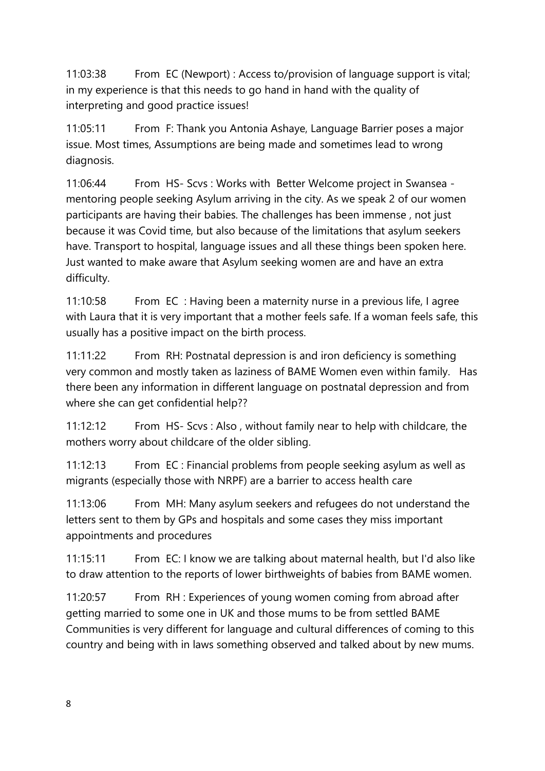11:03:38 From EC (Newport) : Access to/provision of language support is vital; in my experience is that this needs to go hand in hand with the quality of interpreting and good practice issues!

11:05:11 From F: Thank you Antonia Ashaye, Language Barrier poses a major issue. Most times, Assumptions are being made and sometimes lead to wrong diagnosis.

11:06:44 From HS- Scvs : Works with Better Welcome project in Swansea - mentoring people seeking Asylum arriving in the city. As we speak 2 of our women participants are having their babies. The challenges has been immense , not just because it was Covid time, but also because of the limitations that asylum seekers have. Transport to hospital, language issues and all these things been spoken here. Just wanted to make aware that Asylum seeking women are and have an extra difficulty.

11:10:58 From EC : Having been a maternity nurse in a previous life, I agree with Laura that it is very important that a mother feels safe. If a woman feels safe, this usually has a positive impact on the birth process.

11:11:22 From RH: Postnatal depression is and iron deficiency is something very common and mostly taken as laziness of BAME Women even within family. Has there been any information in different language on postnatal depression and from where she can get confidential help??

11:12:12 From HS- Scvs : Also , without family near to help with childcare, the mothers worry about childcare of the older sibling.

11:12:13 From EC : Financial problems from people seeking asylum as well as migrants (especially those with NRPF) are a barrier to access health care

11:13:06 From MH: Many asylum seekers and refugees do not understand the letters sent to them by GPs and hospitals and some cases they miss important appointments and procedures

11:15:11 From EC: I know we are talking about maternal health, but I'd also like to draw attention to the reports of lower birthweights of babies from BAME women.

11:20:57 From RH : Experiences of young women coming from abroad after getting married to some one in UK and those mums to be from settled BAME Communities is very different for language and cultural differences of coming to this country and being with in laws something observed and talked about by new mums.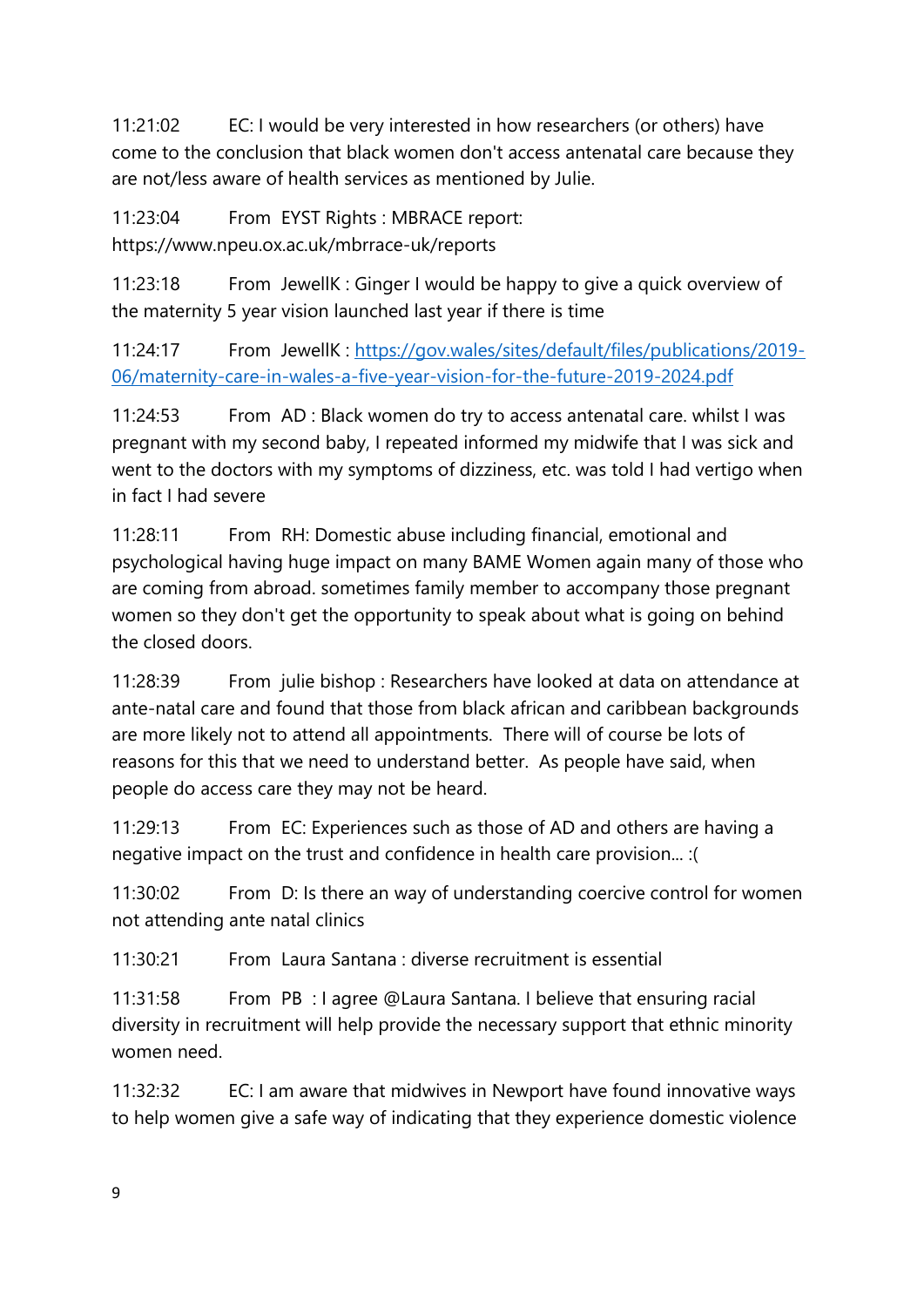11:21:02 EC: I would be very interested in how researchers (or others) have come to the conclusion that black women don't access antenatal care because they are not/less aware of health services as mentioned by Julie.

11:23:04 From EYST Rights : MBRACE report: https://www.npeu.ox.ac.uk/mbrrace-uk/reports

11:23:18 From JewellK : Ginger I would be happy to give a quick overview of the maternity 5 year vision launched last year if there is time

11:24:17 From JewellK : [https://gov.wales/sites/default/files/publications/2019-06/maternity-care-in-wales-a-five-year-vision-for-the-future-2019-2024.pdf](https://gov.wales/sites/default/files/publications/2019-06/maternity-care-in-wales-a-five-year-vision-for-the-future-2019-2024.pdf)

11:24:53 From AD : Black women do try to access antenatal care. whilst I was pregnant with my second baby, I repeated informed my midwife that I was sick and went to the doctors with my symptoms of dizziness, etc. was told I had vertigo when in fact I had severe

11:28:11 From RH: Domestic abuse including financial, emotional and psychological having huge impact on many BAME Women again many of those who are coming from abroad. sometimes family member to accompany those pregnant women so they don't get the opportunity to speak about what is going on behind the closed doors.

11:28:39 From julie bishop : Researchers have looked at data on attendance at ante-natal care and found that those from black african and caribbean backgrounds are more likely not to attend all appointments. There will of course be lots of reasons for this that we need to understand better. As people have said, when people do access care they may not be heard.

11:29:13 From EC: Experiences such as those of AD and others are having a negative impact on the trust and confidence in health care provision... :(

11:30:02 From D: Is there an way of understanding coercive control for women not attending ante natal clinics

11:30:21 From Laura Santana : diverse recruitment is essential

11:31:58 From PB : I agree @Laura Santana. I believe that ensuring racial diversity in recruitment will help provide the necessary support that ethnic minority women need.

11:32:32 EC: I am aware that midwives in Newport have found innovative ways to help women give a safe way of indicating that they experience domestic violence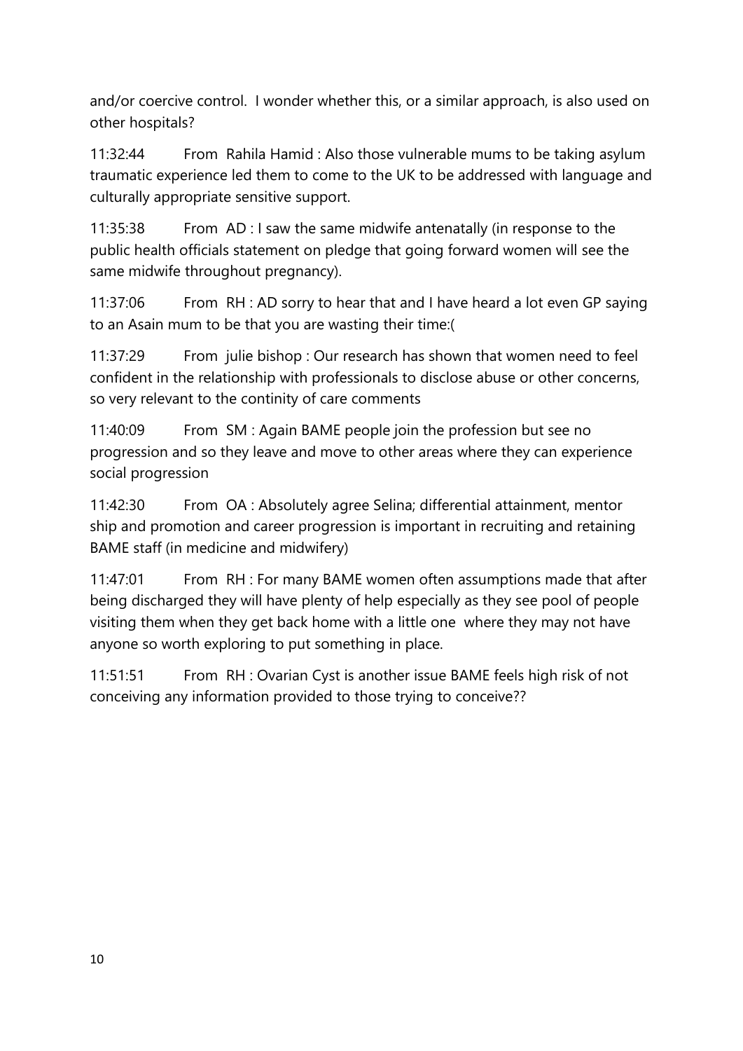and/or coercive control. I wonder whether this, or a similar approach, is also used on other hospitals?

11:32:44 From Rahila Hamid : Also those vulnerable mums to be taking asylum traumatic experience led them to come to the UK to be addressed with language and culturally appropriate sensitive support.

11:35:38 From AD : I saw the same midwife antenatally (in response to the public health officials statement on pledge that going forward women will see the same midwife throughout pregnancy).

11:37:06 From RH : AD sorry to hear that and I have heard a lot even GP saying to an Asain mum to be that you are wasting their time:(

11:37:29 From julie bishop : Our research has shown that women need to feel confident in the relationship with professionals to disclose abuse or other concerns, so very relevant to the contինity of care comments

11:40:09 From SM : Again BAME people join the profession but see no progression and so they leave and move to other areas where they can experience social progression

11:42:30 From OA : Absolutely agree Selina; differential attainment, mentor ship and promotion and career progression is important in recruiting and retaining BAME staff (in medicine and midwifery)

11:47:01 From RH : For many BAME women often assumptions made that after being discharged they will have plenty of help especially as they see pool of people visiting them when they get back home with a little one where they may not have anyone so worth exploring to put something in place.

11:51:51 From RH : Ovarian Cyst is another issue BAME feels high risk of not conceiving any information provided to those trying to conceive??